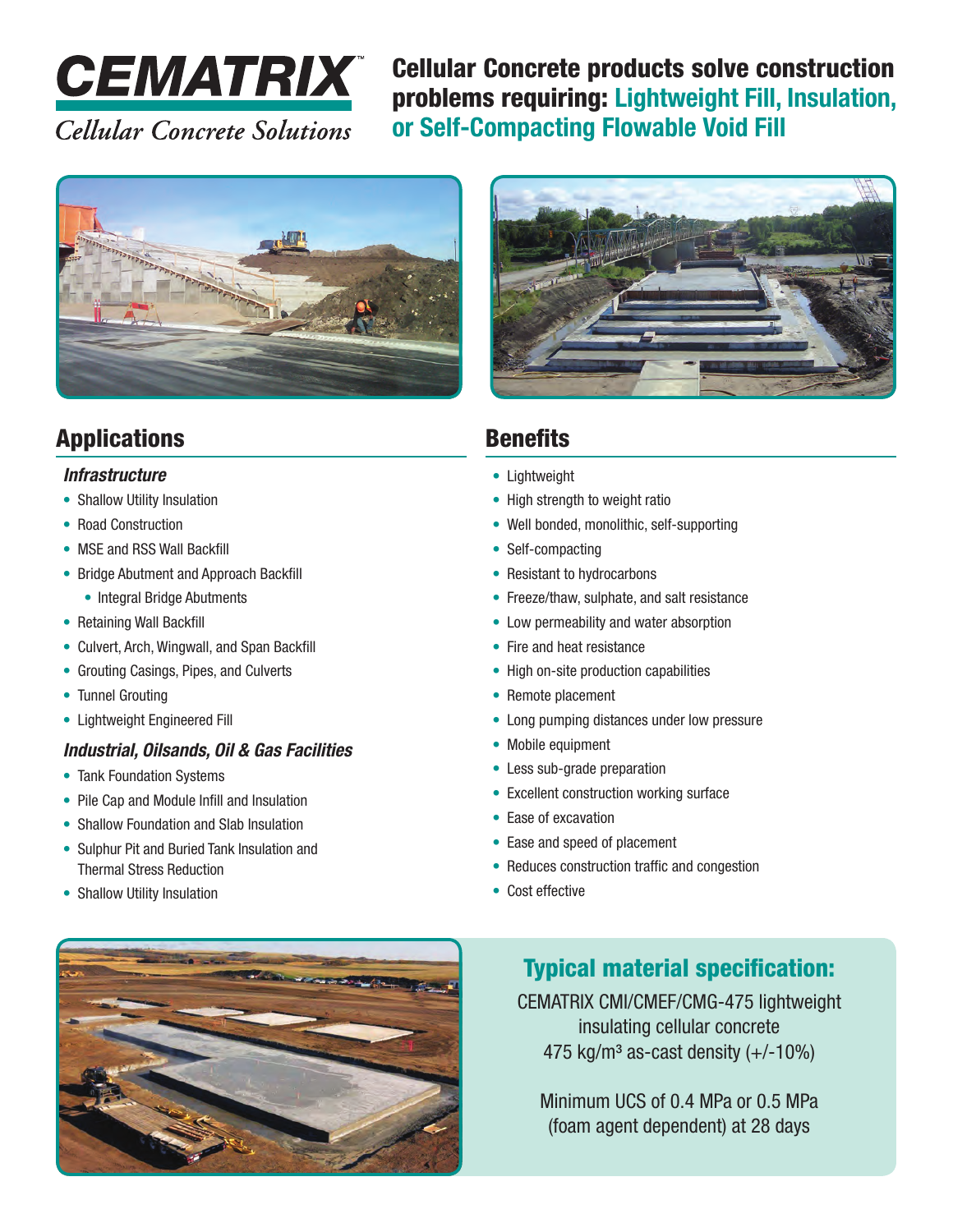# CEMATRIX™

*Cellular Concrete Solutions*

**Cellular Concrete products solve construction problems requiring: Lightweight Fill, Insulation, or Self-Compacting Flowable Void Fill**

## Applications

### *Infrastructure*

- Shallow Utility Insulation
- Road Construction
- MSE and RSS Wall Backfill
- Bridge Abutment and Approach Backfill
  - Integral Bridge Abutments
- Retaining Wall Backfill
- Culvert, Arch, Wingwall, and Span Backfill
- Grouting Casings, Pipes, and Culverts
- Tunnel Grouting
- Lightweight Engineered Fill

### *Industrial, Oilsands, Oil & Gas Facilities*

- Tank Foundation Systems
- Pile Cap and Module Infill and Insulation
- Shallow Foundation and Slab Insulation
- Sulphur Pit and Buried Tank Insulation and Thermal Stress Reduction
- Shallow Utility Insulation

## Benefits

- Lightweight
- High strength to weight ratio
- Well bonded, monolithic, self-supporting
- Self-compacting
- Resistant to hydrocarbons
- Freeze/thaw, sulphate, and salt resistance
- Low permeability and water absorption
- Fire and heat resistance
- High on-site production capabilities
- Remote placement
- Long pumping distances under low pressure
- Mobile equipment
- Less sub-grade preparation
- Excellent construction working surface
- Ease of excavation
- Ease and speed of placement
- Reduces construction traffic and congestion
- Cost effective

## Typical material specification:

CEMATRIX CMI/CMEF/CMG-475 lightweight insulating cellular concrete
475 kg/m³ as-cast density (+/-10%)

Minimum UCS of 0.4 MPa or 0.5 MPa (foam agent dependent) at 28 days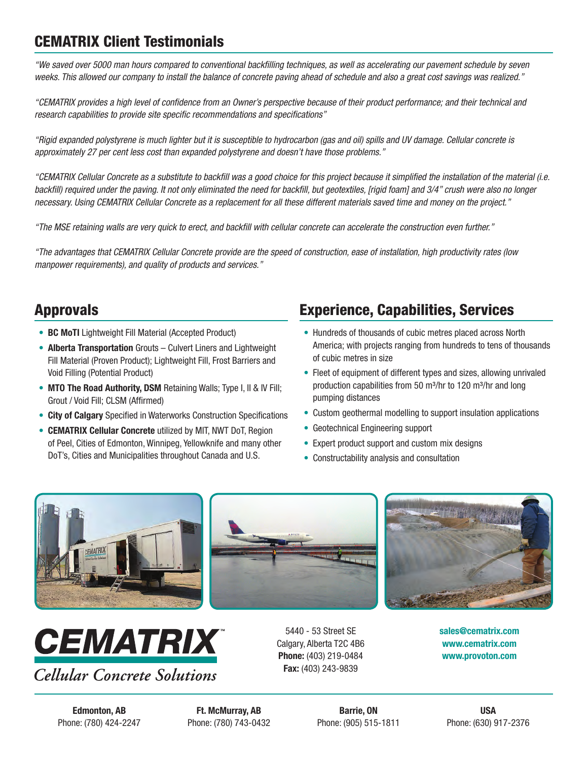## CEMATRIX Client Testimonials

*"We saved over 5000 man hours compared to conventional backfilling techniques, as well as accelerating our pavement schedule by seven weeks. This allowed our company to install the balance of concrete paving ahead of schedule and also a great cost savings was realized."*

*"CEMATRIX provides a high level of confidence from an Owner's perspective because of their product performance; and their technical and research capabilities to provide site specific recommendations and specifications"*

*"Rigid expanded polystyrene is much lighter but it is susceptible to hydrocarbon (gas and oil) spills and UV damage. Cellular concrete is approximately 27 per cent less cost than expanded polystyrene and doesn't have those problems."*

*"CEMATRIX Cellular Concrete as a substitute to backfill was a good choice for this project because it simplified the installation of the material (i.e. backfill) required under the paving. It not only eliminated the need for backfill, but geotextiles, [rigid foam] and 3/4" crush were also no longer necessary. Using CEMATRIX Cellular Concrete as a replacement for all these different materials saved time and money on the project."*

*"The MSE retaining walls are very quick to erect, and backfill with cellular concrete can accelerate the construction even further."*

*"The advantages that CEMATRIX Cellular Concrete provide are the speed of construction, ease of installation, high productivity rates (low manpower requirements), and quality of products and services."*

## Approvals

- **BC MoTI** Lightweight Fill Material (Accepted Product)
- **Alberta Transportation** Grouts – Culvert Liners and Lightweight Fill Material (Proven Product); Lightweight Fill, Frost Barriers and Void Filling (Potential Product)
- **MTO The Road Authority, DSM** Retaining Walls; Type I, II & IV Fill; Grout / Void Fill; CLSM (Affirmed)
- **City of Calgary** Specified in Waterworks Construction Specifications
- **CEMATRIX Cellular Concrete** utilized by MIT, NWT DoT, Region of Peel, Cities of Edmonton, Winnipeg, Yellowknife and many other DoT's, Cities and Municipalities throughout Canada and U.S.

## Experience, Capabilities, Services

- Hundreds of thousands of cubic metres placed across North America; with projects ranging from hundreds to tens of thousands of cubic metres in size
- Fleet of equipment of different types and sizes, allowing unrivaled production capabilities from 50 m³/hr to 120 m³/hr and long pumping distances
- Custom geothermal modelling to support insulation applications
- Geotechnical Engineering support
- Expert product support and custom mix designs
- Constructability analysis and consultation

**CEMATRIX™**
*Cellular Concrete Solutions*

5440 - 53 Street SE
Calgary, Alberta T2C 4B6
**Phone:** (403) 219-0484
**Fax:** (403) 243-9839

**sales@cematrix.com**
**www.cematrix.com**
**www.provoton.com**

**Edmonton, AB**
Phone: (780) 424-2247

**Ft. McMurray, AB**
Phone: (780) 743-0432

**Barrie, ON**
Phone: (905) 515-1811

**USA**
Phone: (630) 917-2376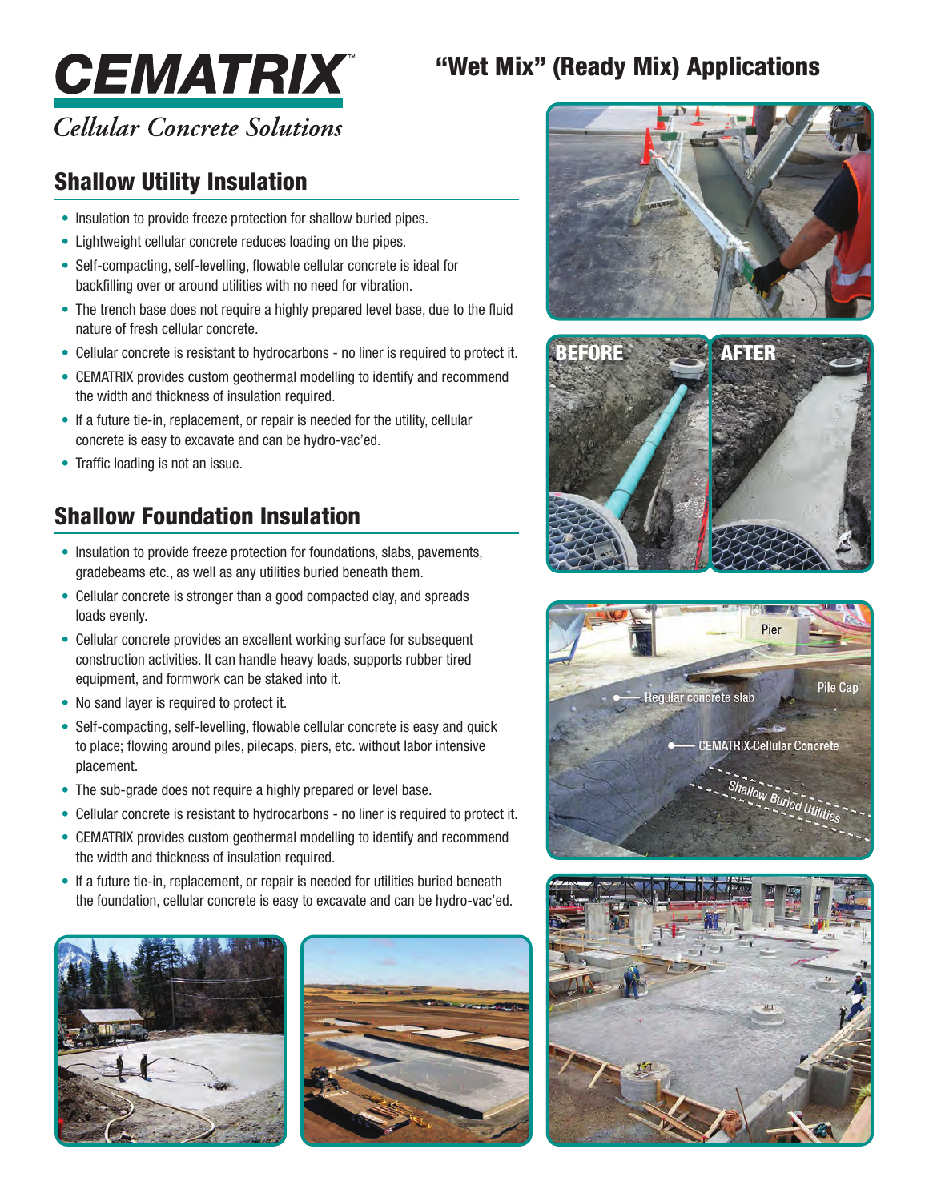# CEMATRIX

*Cellular Concrete Solutions*

# "Wet Mix" (Ready Mix) Applications

## Shallow Utility Insulation

- Insulation to provide freeze protection for shallow buried pipes.
- Lightweight cellular concrete reduces loading on the pipes.
- Self-compacting, self-levelling, flowable cellular concrete is ideal for backfilling over or around utilities with no need for vibration.
- The trench base does not require a highly prepared level base, due to the fluid nature of fresh cellular concrete.
- Cellular concrete is resistant to hydrocarbons - no liner is required to protect it.
- CEMATRIX provides custom geothermal modelling to identify and recommend the width and thickness of insulation required.
- If a future tie-in, replacement, or repair is needed for the utility, cellular concrete is easy to excavate and can be hydro-vac'ed.
- Traffic loading is not an issue.

## Shallow Foundation Insulation

- Insulation to provide freeze protection for foundations, slabs, pavements, gradebeams etc., as well as any utilities buried beneath them.
- Cellular concrete is stronger than a good compacted clay, and spreads loads evenly.
- Cellular concrete provides an excellent working surface for subsequent construction activities. It can handle heavy loads, supports rubber tired equipment, and formwork can be staked into it.
- No sand layer is required to protect it.
- Self-compacting, self-levelling, flowable cellular concrete is easy and quick to place; flowing around piles, pilecaps, piers, etc. without labor intensive placement.
- The sub-grade does not require a highly prepared or level base.
- Cellular concrete is resistant to hydrocarbons - no liner is required to protect it.
- CEMATRIX provides custom geothermal modelling to identify and recommend the width and thickness of insulation required.
- If a future tie-in, replacement, or repair is needed for utilities buried beneath the foundation, cellular concrete is easy to excavate and can be hydro-vac'ed.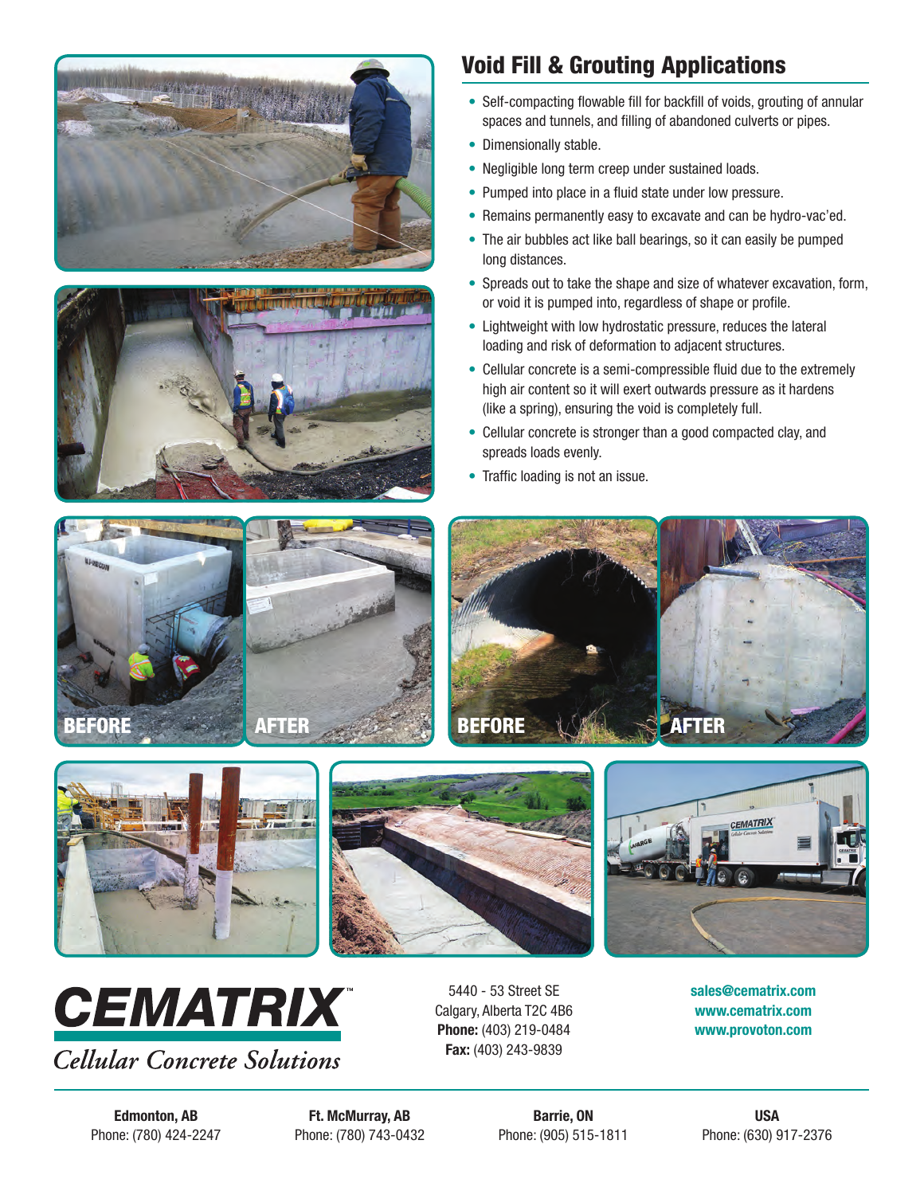## Void Fill & Grouting Applications

- Self-compacting flowable fill for backfill of voids, grouting of annular spaces and tunnels, and filling of abandoned culverts or pipes.
- Dimensionally stable.
- Negligible long term creep under sustained loads.
- Pumped into place in a fluid state under low pressure.
- Remains permanently easy to excavate and can be hydro-vac'ed.
- The air bubbles act like ball bearings, so it can easily be pumped long distances.
- Spreads out to take the shape and size of whatever excavation, form, or void it is pumped into, regardless of shape or profile.
- Lightweight with low hydrostatic pressure, reduces the lateral loading and risk of deformation to adjacent structures.
- Cellular concrete is a semi-compressible fluid due to the extremely high air content so it will exert outwards pressure as it hardens (like a spring), ensuring the void is completely full.
- Cellular concrete is stronger than a good compacted clay, and spreads loads evenly.
- Traffic loading is not an issue.

BEFORE

AFTER

BEFORE

AFTER

**CEMATRIX**™
*Cellular Concrete Solutions*

5440 - 53 Street SE
Calgary, Alberta T2C 4B6
**Phone:** (403) 219-0484
**Fax:** (403) 243-9839

**sales@cematrix.com**
**www.cematrix.com**
**www.provoton.com**

**Edmonton, AB**
Phone: (780) 424-2247

**Ft. McMurray, AB**
Phone: (780) 743-0432

**Barrie, ON**
Phone: (905) 515-1811

**USA**
Phone: (630) 917-2376